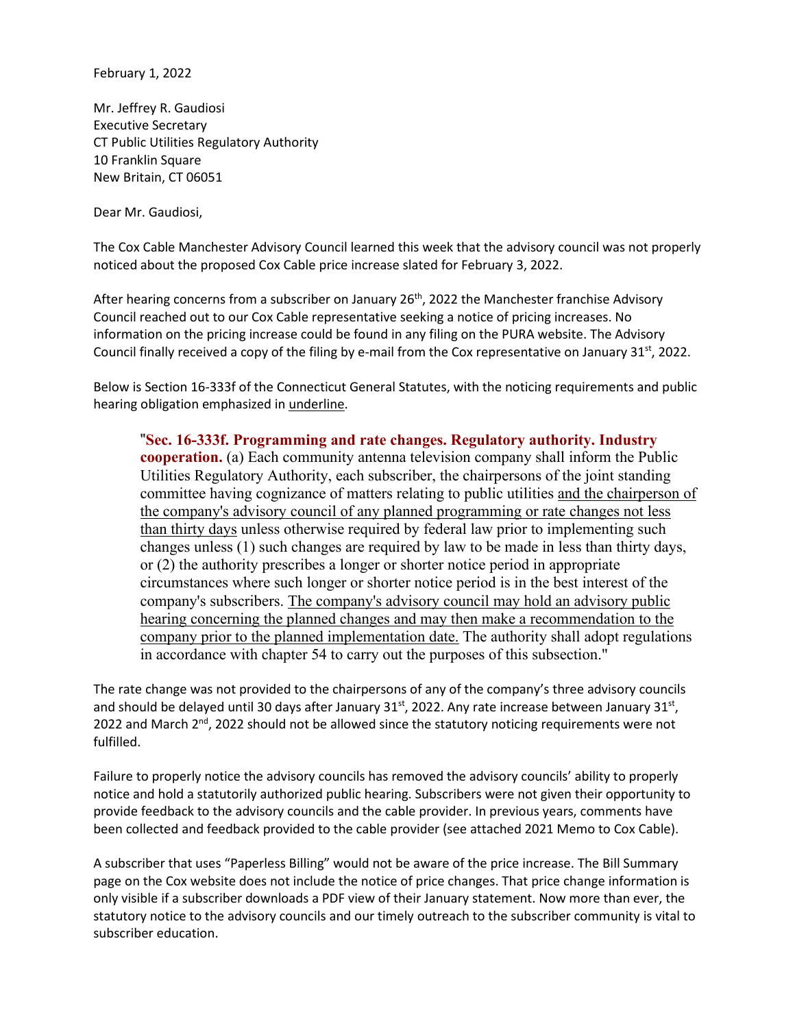February 1, 2022

Mr. Jeffrey R. Gaudiosi
Executive Secretary
CT Public Utilities Regulatory Authority
10 Franklin Square
New Britain, CT 06051

Dear Mr. Gaudiosi,

The Cox Cable Manchester Advisory Council learned this week that the advisory council was not properly noticed about the proposed Cox Cable price increase slated for February 3, 2022.

After hearing concerns from a subscriber on January 26th, 2022 the Manchester franchise Advisory Council reached out to our Cox Cable representative seeking a notice of pricing increases. No information on the pricing increase could be found in any filing on the PURA website. The Advisory Council finally received a copy of the filing by e-mail from the Cox representative on January 31st, 2022.

Below is Section 16-333f of the Connecticut General Statutes, with the noticing requirements and public hearing obligation emphasized in <u>underline</u>.

> "**Sec. 16-333f. Programming and rate changes. Regulatory authority. Industry cooperation.** (a) Each community antenna television company shall inform the Public Utilities Regulatory Authority, each subscriber, the chairpersons of the joint standing committee having cognizance of matters relating to public utilities <u>and the chairperson of the company's advisory council of any planned programming or rate changes not less than thirty days</u> unless otherwise required by federal law prior to implementing such changes unless (1) such changes are required by law to be made in less than thirty days, or (2) the authority prescribes a longer or shorter notice period in appropriate circumstances where such longer or shorter notice period is in the best interest of the company's subscribers. <u>The company's advisory council may hold an advisory public hearing concerning the planned changes and may then make a recommendation to the company prior to the planned implementation date.</u> The authority shall adopt regulations in accordance with chapter 54 to carry out the purposes of this subsection."

The rate change was not provided to the chairpersons of any of the company's three advisory councils and should be delayed until 30 days after January 31st, 2022. Any rate increase between January 31st, 2022 and March 2nd, 2022 should not be allowed since the statutory noticing requirements were not fulfilled.

Failure to properly notice the advisory councils has removed the advisory councils' ability to properly notice and hold a statutorily authorized public hearing. Subscribers were not given their opportunity to provide feedback to the advisory councils and the cable provider. In previous years, comments have been collected and feedback provided to the cable provider (see attached 2021 Memo to Cox Cable).

A subscriber that uses "Paperless Billing" would not be aware of the price increase. The Bill Summary page on the Cox website does not include the notice of price changes. That price change information is only visible if a subscriber downloads a PDF view of their January statement. Now more than ever, the statutory notice to the advisory councils and our timely outreach to the subscriber community is vital to subscriber education.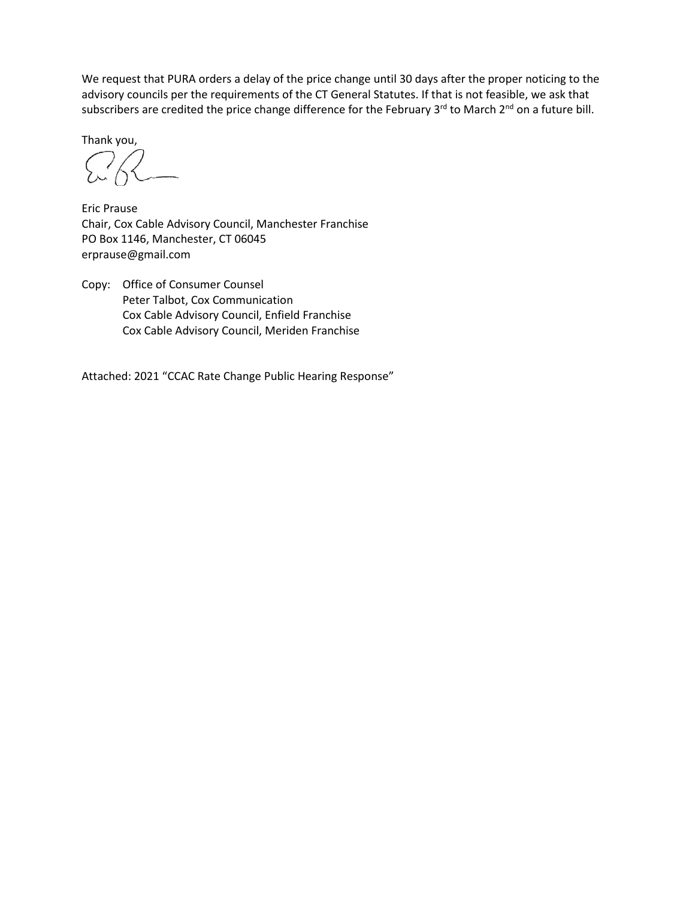We request that PURA orders a delay of the price change until 30 days after the proper noticing to the advisory councils per the requirements of the CT General Statutes. If that is not feasible, we ask that subscribers are credited the price change difference for the February 3rd to March 2nd on a future bill.

Thank you,

Eric Prause  
Chair, Cox Cable Advisory Council, Manchester Franchise  
PO Box 1146, Manchester, CT 06045  
erprause@gmail.com

Copy: Office of Consumer Counsel  
Peter Talbot, Cox Communication  
Cox Cable Advisory Council, Enfield Franchise  
Cox Cable Advisory Council, Meriden Franchise

Attached: 2021 "CCAC Rate Change Public Hearing Response"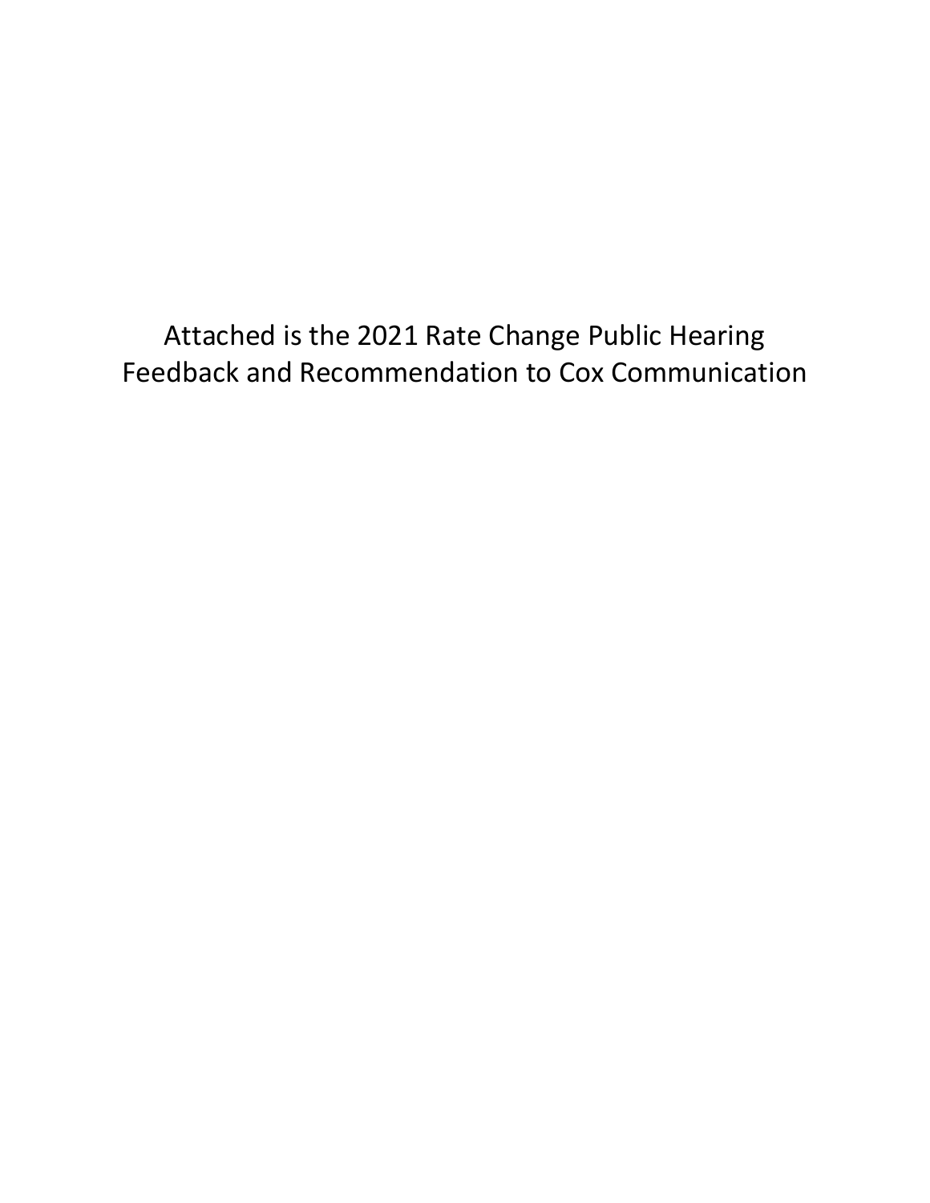Attached is the 2021 Rate Change Public Hearing Feedback and Recommendation to Cox Communication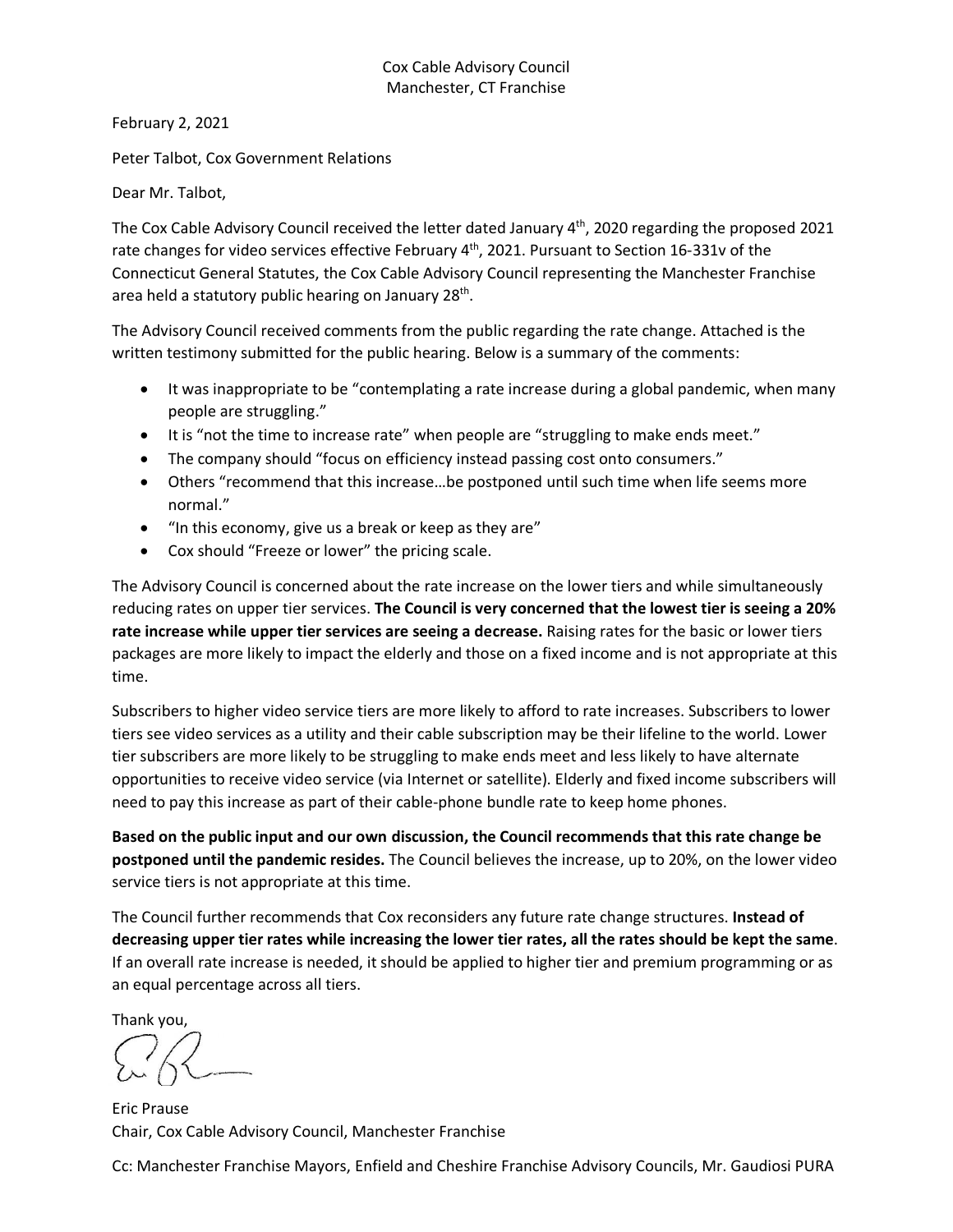Cox Cable Advisory Council
Manchester, CT Franchise

February 2, 2021

Peter Talbot, Cox Government Relations

Dear Mr. Talbot,

The Cox Cable Advisory Council received the letter dated January 4th, 2020 regarding the proposed 2021 rate changes for video services effective February 4th, 2021. Pursuant to Section 16-331v of the Connecticut General Statutes, the Cox Cable Advisory Council representing the Manchester Franchise area held a statutory public hearing on January 28th.

The Advisory Council received comments from the public regarding the rate change. Attached is the written testimony submitted for the public hearing. Below is a summary of the comments:

- It was inappropriate to be "contemplating a rate increase during a global pandemic, when many people are struggling."
- It is "not the time to increase rate" when people are "struggling to make ends meet."
- The company should "focus on efficiency instead passing cost onto consumers."
- Others "recommend that this increase…be postponed until such time when life seems more normal."
- "In this economy, give us a break or keep as they are"
- Cox should "Freeze or lower" the pricing scale.

The Advisory Council is concerned about the rate increase on the lower tiers and while simultaneously reducing rates on upper tier services. **The Council is very concerned that the lowest tier is seeing a 20% rate increase while upper tier services are seeing a decrease.** Raising rates for the basic or lower tiers packages are more likely to impact the elderly and those on a fixed income and is not appropriate at this time.

Subscribers to higher video service tiers are more likely to afford to rate increases. Subscribers to lower tiers see video services as a utility and their cable subscription may be their lifeline to the world. Lower tier subscribers are more likely to be struggling to make ends meet and less likely to have alternate opportunities to receive video service (via Internet or satellite). Elderly and fixed income subscribers will need to pay this increase as part of their cable-phone bundle rate to keep home phones.

**Based on the public input and our own discussion, the Council recommends that this rate change be postponed until the pandemic resides.** The Council believes the increase, up to 20%, on the lower video service tiers is not appropriate at this time.

The Council further recommends that Cox reconsiders any future rate change structures. **Instead of decreasing upper tier rates while increasing the lower tier rates, all the rates should be kept the same**. If an overall rate increase is needed, it should be applied to higher tier and premium programming or as an equal percentage across all tiers.

Thank you,

Eric Prause
Chair, Cox Cable Advisory Council, Manchester Franchise

Cc: Manchester Franchise Mayors, Enfield and Cheshire Franchise Advisory Councils, Mr. Gaudiosi PURA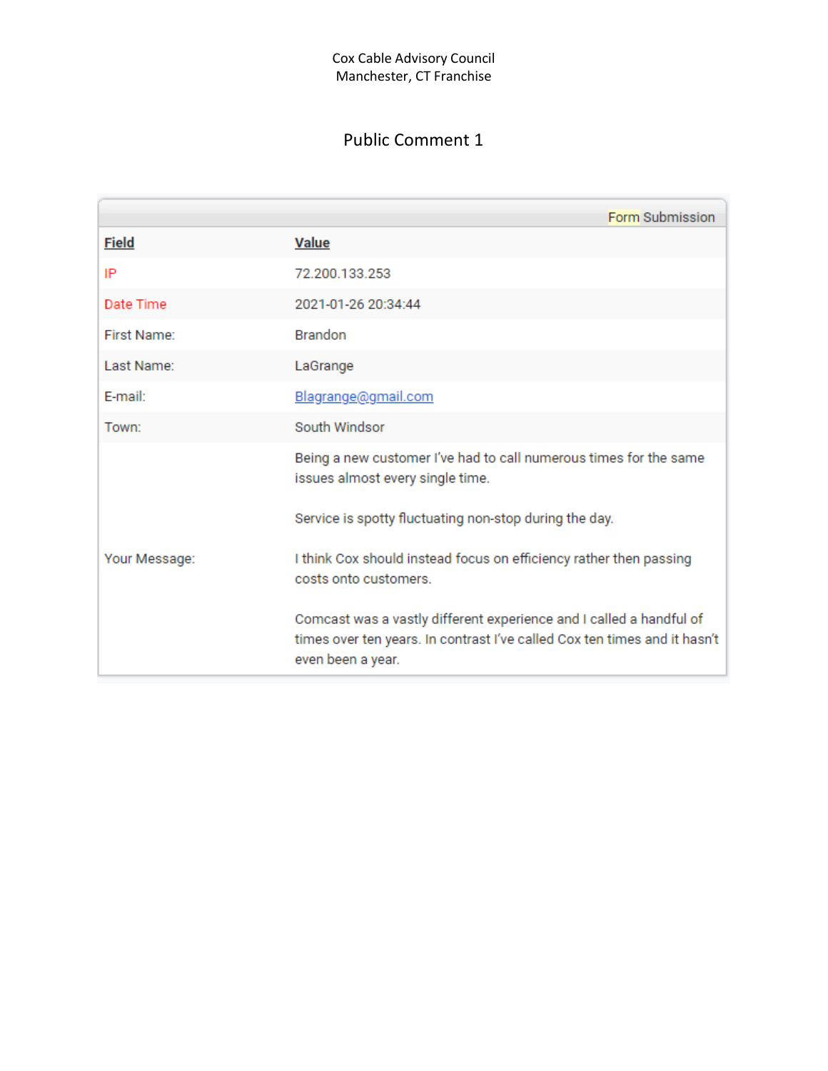Cox Cable Advisory Council
Manchester, CT Franchise

# Public Comment 1

| Field | Value |
| --- | --- |
| IP | 72.200.133.253 |
| Date Time | 2021-01-26 20:34:44 |
| First Name: | Brandon |
| Last Name: | LaGrange |
| E-mail: | Blagrange@gmail.com |
| Town: | South Windsor |
| Your Message: | Being a new customer I've had to call numerous times for the same issues almost every single time.<br><br>Service is spotty fluctuating non-stop during the day.<br><br>I think Cox should instead focus on efficiency rather then passing costs onto customers.<br><br>Comcast was a vastly different experience and I called a handful of times over ten years. In contrast I've called Cox ten times and it hasn't even been a year. |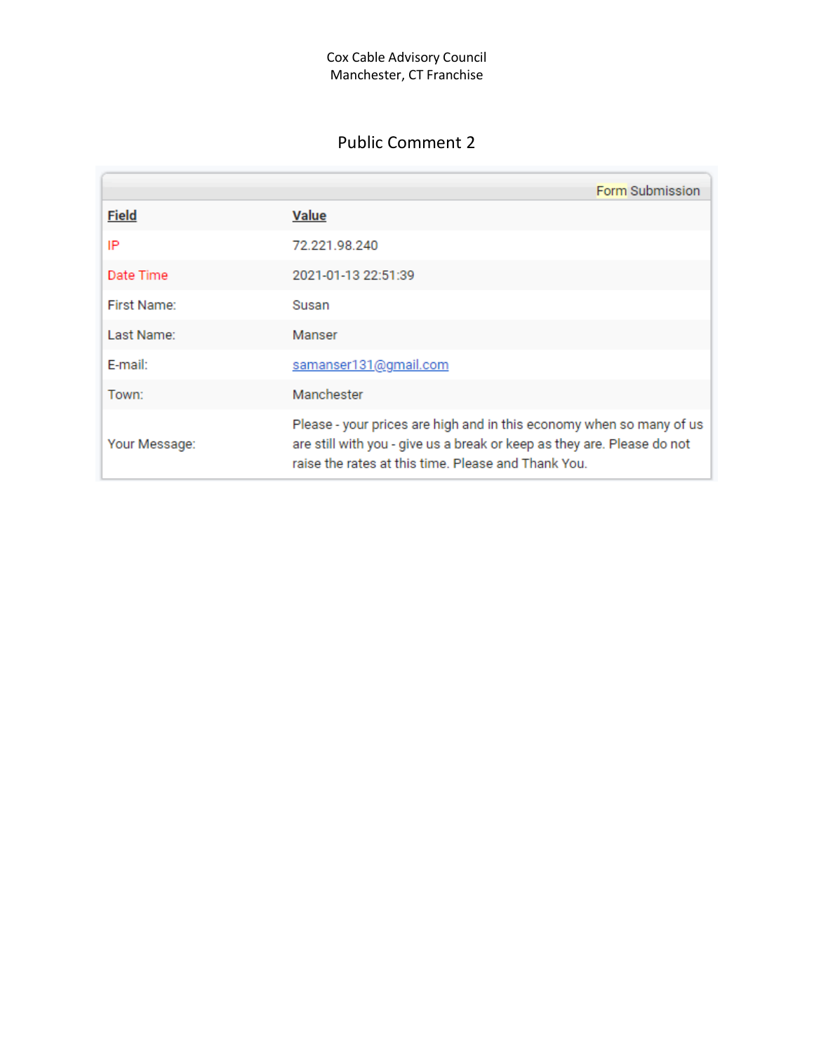Cox Cable Advisory Council
Manchester, CT Franchise

## Public Comment 2

| Form Submission | |
|---|---|
| **Field** | **Value** |
| IP | 72.221.98.240 |
| Date Time | 2021-01-13 22:51:39 |
| First Name: | Susan |
| Last Name: | Manser |
| E-mail: | samanser131@gmail.com |
| Town: | Manchester |
| Your Message: | Please - your prices are high and in this economy when so many of us are still with you - give us a break or keep as they are. Please do not raise the rates at this time. Please and Thank You. |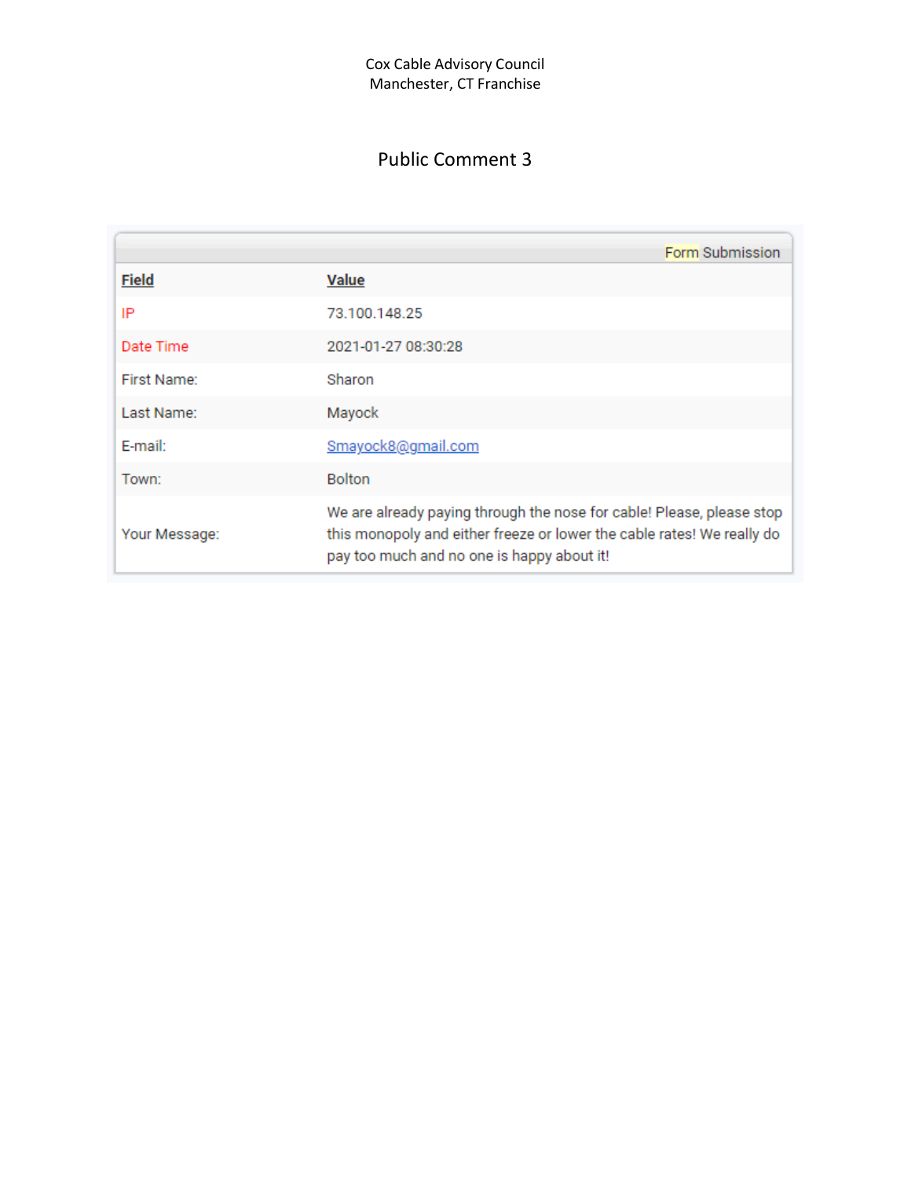Cox Cable Advisory Council
Manchester, CT Franchise

# Public Comment 3

| Form Submission | |
|---|---|
| **Field** | **Value** |
| IP | 73.100.148.25 |
| Date Time | 2021-01-27 08:30:28 |
| First Name: | Sharon |
| Last Name: | Mayock |
| E-mail: | Smayock8@gmail.com |
| Town: | Bolton |
| Your Message: | We are already paying through the nose for cable! Please, please stop this monopoly and either freeze or lower the cable rates! We really do pay too much and no one is happy about it! |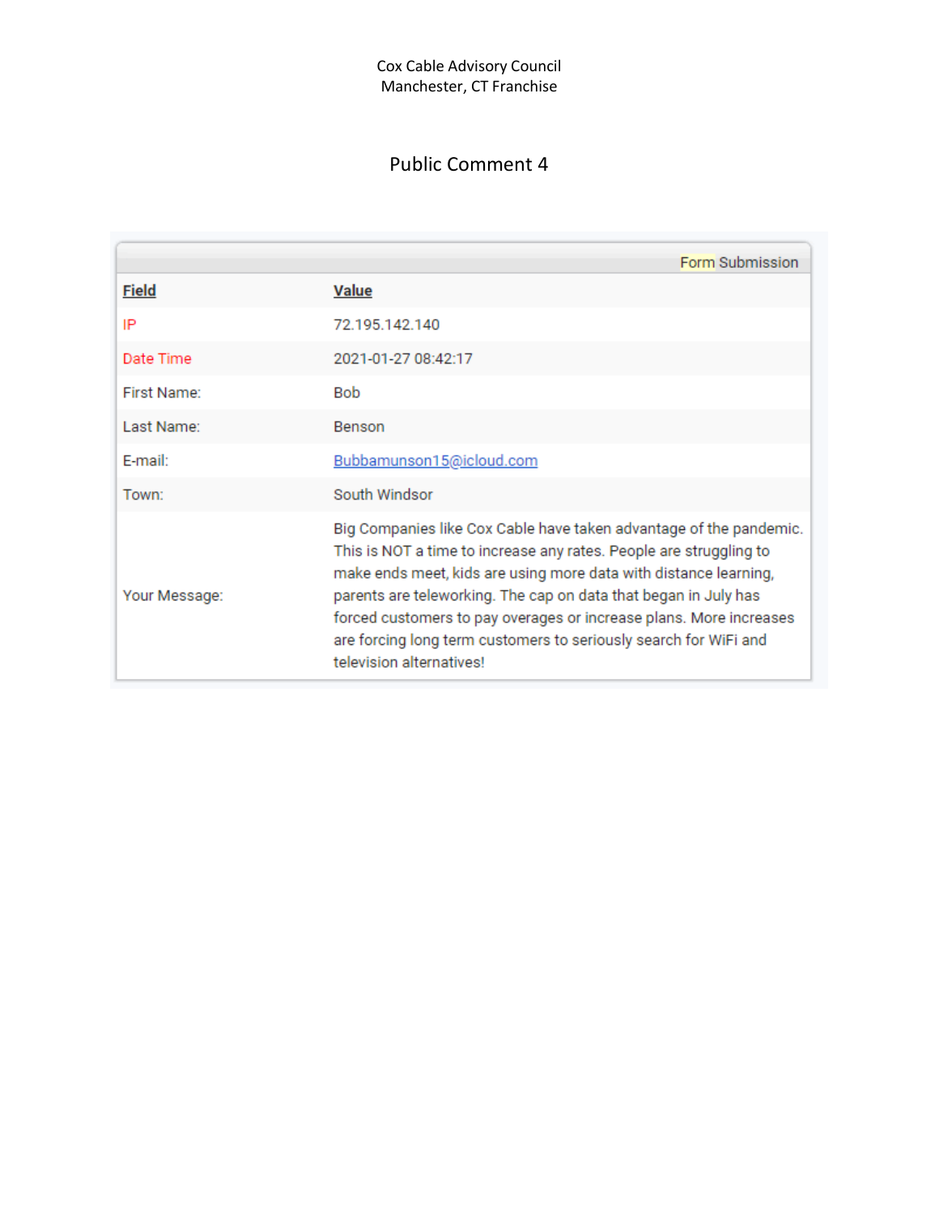Cox Cable Advisory Council
Manchester, CT Franchise

# Public Comment 4

| Form Submission | |
|---|---|
| **Field** | **Value** |
| IP | 72.195.142.140 |
| Date Time | 2021-01-27 08:42:17 |
| First Name: | Bob |
| Last Name: | Benson |
| E-mail: | Bubbamunson15@icloud.com |
| Town: | South Windsor |
| Your Message: | Big Companies like Cox Cable have taken advantage of the pandemic. This is NOT a time to increase any rates. People are struggling to make ends meet, kids are using more data with distance learning, parents are teleworking. The cap on data that began in July has forced customers to pay overages or increase plans. More increases are forcing long term customers to seriously search for WiFi and television alternatives! |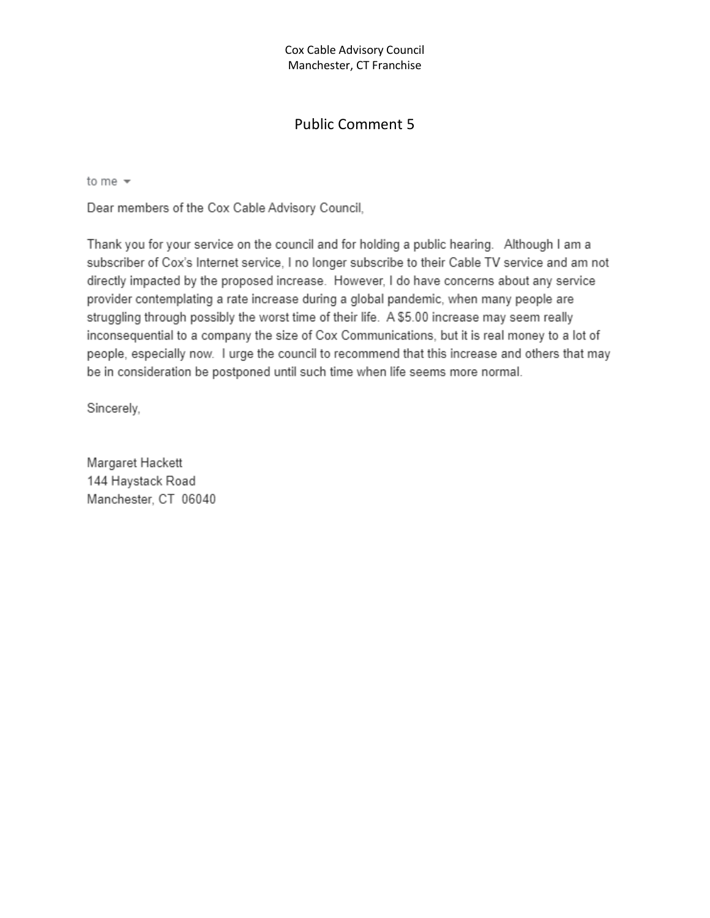Cox Cable Advisory Council
Manchester, CT Franchise

# Public Comment 5

to me

Dear members of the Cox Cable Advisory Council,

Thank you for your service on the council and for holding a public hearing. Although I am a subscriber of Cox's Internet service, I no longer subscribe to their Cable TV service and am not directly impacted by the proposed increase. However, I do have concerns about any service provider contemplating a rate increase during a global pandemic, when many people are struggling through possibly the worst time of their life. A $5.00 increase may seem really inconsequential to a company the size of Cox Communications, but it is real money to a lot of people, especially now. I urge the council to recommend that this increase and others that may be in consideration be postponed until such time when life seems more normal.

Sincerely,

Margaret Hackett
144 Haystack Road
Manchester, CT 06040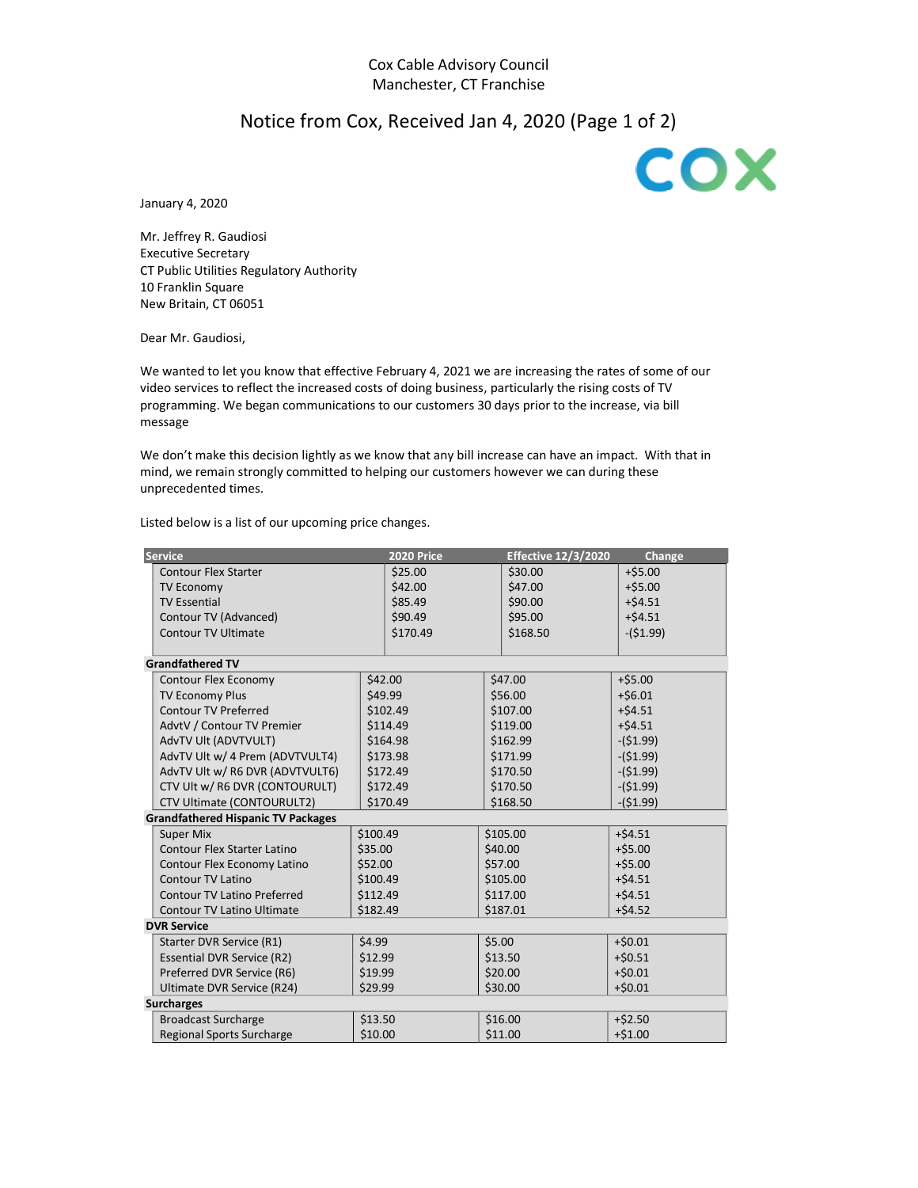Cox Cable Advisory Council
Manchester, CT Franchise

## Notice from Cox, Received Jan 4, 2020 (Page 1 of 2)

January 4, 2020

Mr. Jeffrey R. Gaudiosi
Executive Secretary
CT Public Utilities Regulatory Authority
10 Franklin Square
New Britain, CT 06051

Dear Mr. Gaudiosi,

We wanted to let you know that effective February 4, 2021 we are increasing the rates of some of our video services to reflect the increased costs of doing business, particularly the rising costs of TV programming. We began communications to our customers 30 days prior to the increase, via bill message

We don't make this decision lightly as we know that any bill increase can have an impact. With that in mind, we remain strongly committed to helping our customers however we can during these unprecedented times.

Listed below is a list of our upcoming price changes.

| Service | 2020 Price | Effective 12/3/2020 | Change |
|---|---|---|---|
| Contour Flex Starter | $25.00 | $30.00 | +$5.00 |
| TV Economy | $42.00 | $47.00 | +$5.00 |
| TV Essential | $85.49 | $90.00 | +$4.51 |
| Contour TV (Advanced) | $90.49 | $95.00 | +$4.51 |
| Contour TV Ultimate | $170.49 | $168.50 | -($1.99) |
| **Grandfathered TV** | | | |
| Contour Flex Economy | $42.00 | $47.00 | +$5.00 |
| TV Economy Plus | $49.99 | $56.00 | +$6.01 |
| Contour TV Preferred | $102.49 | $107.00 | +$4.51 |
| AdvtV / Contour TV Premier | $114.49 | $119.00 | +$4.51 |
| AdvTV Ult (ADVTVULT) | $164.98 | $162.99 | -($1.99) |
| AdvTV Ult w/ 4 Prem (ADVTVULT4) | $173.98 | $171.99 | -($1.99) |
| AdvTV Ult w/ R6 DVR (ADVTVULT6) | $172.49 | $170.50 | -($1.99) |
| CTV Ult w/ R6 DVR (CONTOURULT) | $172.49 | $170.50 | -($1.99) |
| CTV Ultimate (CONTOURULT2) | $170.49 | $168.50 | -($1.99) |
| **Grandfathered Hispanic TV Packages** | | | |
| Super Mix | $100.49 | $105.00 | +$4.51 |
| Contour Flex Starter Latino | $35.00 | $40.00 | +$5.00 |
| Contour Flex Economy Latino | $52.00 | $57.00 | +$5.00 |
| Contour TV Latino | $100.49 | $105.00 | +$4.51 |
| Contour TV Latino Preferred | $112.49 | $117.00 | +$4.51 |
| Contour TV Latino Ultimate | $182.49 | $187.01 | +$4.52 |
| **DVR Service** | | | |
| Starter DVR Service (R1) | $4.99 | $5.00 | +$0.01 |
| Essential DVR Service (R2) | $12.99 | $13.50 | +$0.51 |
| Preferred DVR Service (R6) | $19.99 | $20.00 | +$0.01 |
| Ultimate DVR Service (R24) | $29.99 | $30.00 | +$0.01 |
| **Surcharges** | | | |
| Broadcast Surcharge | $13.50 | $16.00 | +$2.50 |
| Regional Sports Surcharge | $10.00 | $11.00 | +$1.00 |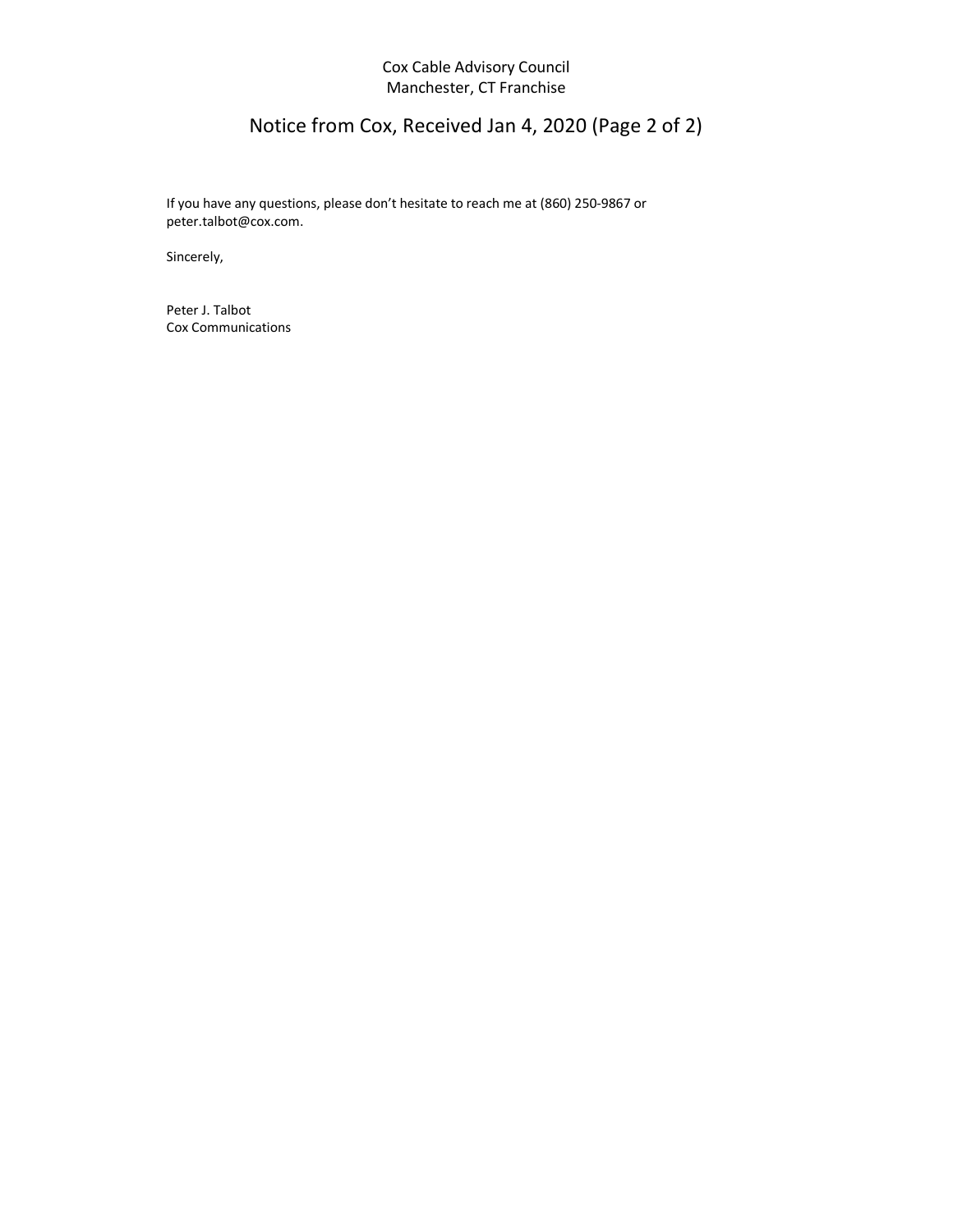Cox Cable Advisory Council
Manchester, CT Franchise

# Notice from Cox, Received Jan 4, 2020 (Page 2 of 2)

If you have any questions, please don't hesitate to reach me at (860) 250-9867 or peter.talbot@cox.com.

Sincerely,

Peter J. Talbot
Cox Communications